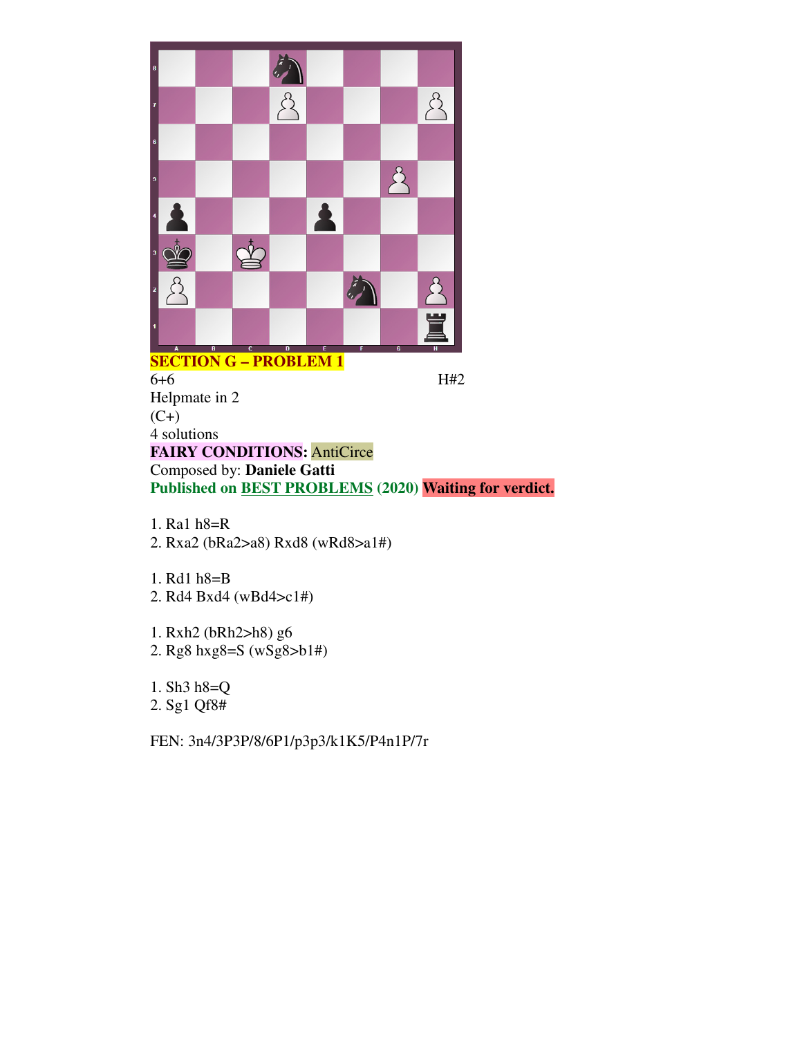**SECTION G – PROBLEM 1**

6+6 H#2

Helpmate in 2

(C+)

4 solutions

**FAIRY CONDITIONS:** AntiCirce

Composed by: **Daniele Gatti**

**Published on BEST PROBLEMS (2020) Waiting for verdict.**

1. Ra1 h8=R
2. Rxa2 (bRa2>a8) Rxd8 (wRd8>a1#)

1. Rd1 h8=B
2. Rd4 Bxd4 (wBd4>c1#)

1. Rxh2 (bRh2>h8) g6
2. Rg8 hxg8=S (wSg8>b1#)

1. Sh3 h8=Q
2. Sg1 Qf8#

FEN: 3n4/3P3P/8/6P1/p3p3/k1K5/P4n1P/7r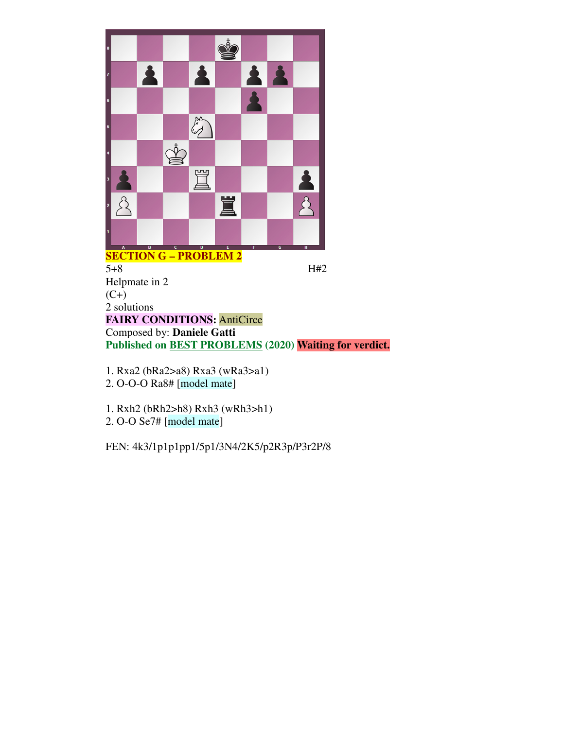**SECTION G – PROBLEM 2**

5+8 H#2

Helpmate in 2

(C+)

2 solutions

**FAIRY CONDITIONS:** AntiCirce

Composed by: **Daniele Gatti**

**Published on BEST PROBLEMS (2020) Waiting for verdict.**

1. Rxa2 (bRa2>a8) Rxa3 (wRa3>a1)
2. O-O-O Ra8# [model mate]

1. Rxh2 (bRh2>h8) Rxh3 (wRh3>h1)
2. O-O Se7# [model mate]

FEN: 4k3/1p1p1pp1/5p1/3N4/2K5/p2R3p/P3r2P/8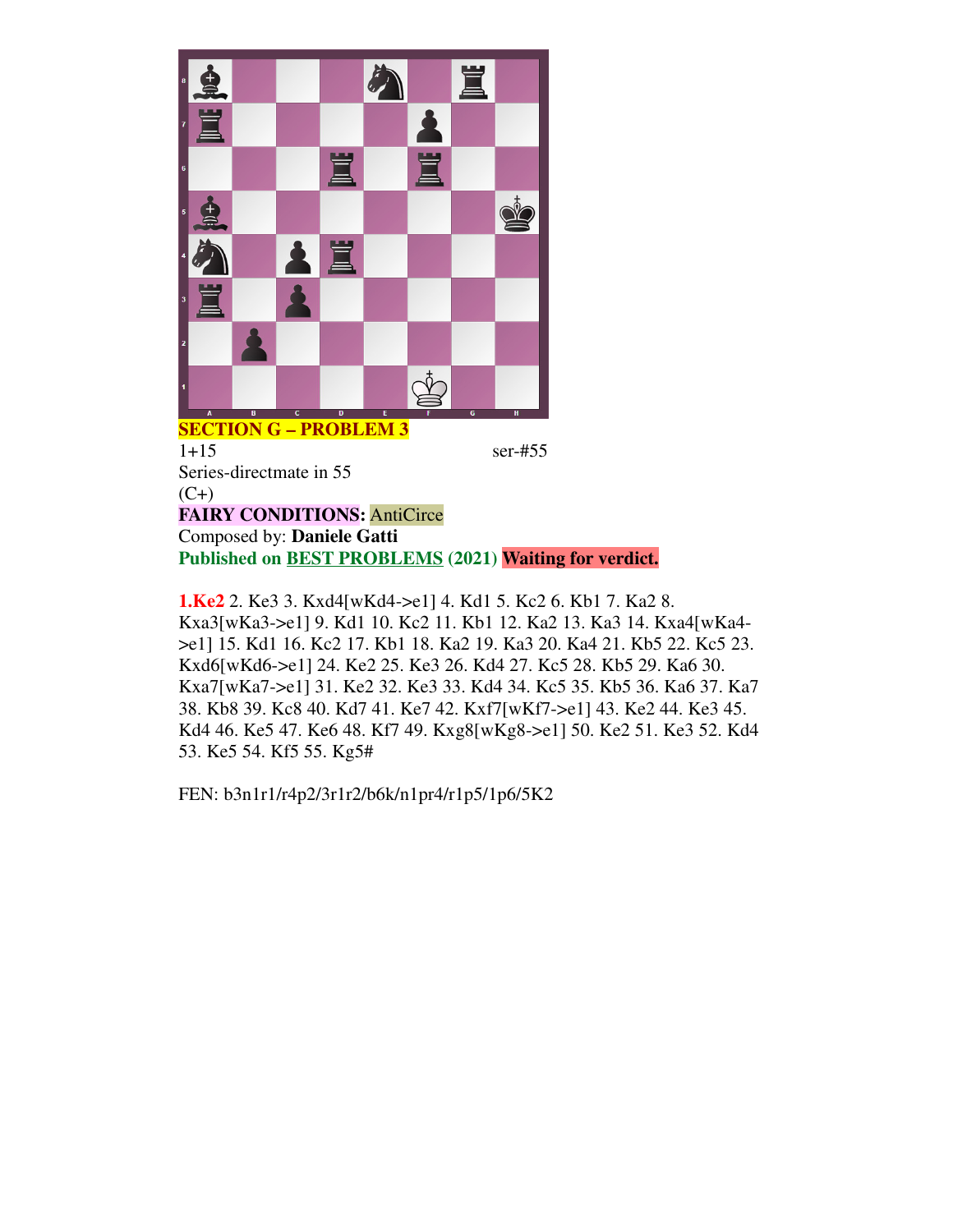**SECTION G – PROBLEM 3**

1+15 ser-#55

Series-directmate in 55

(C+)

**FAIRY CONDITIONS:** AntiCirce

Composed by: **Daniele Gatti**

**Published on BEST PROBLEMS (2021) Waiting for verdict.**

**1.Ke2** 2. Ke3 3. Kxd4[wKd4->e1] 4. Kd1 5. Kc2 6. Kb1 7. Ka2 8. Kxa3[wKa3->e1] 9. Kd1 10. Kc2 11. Kb1 12. Ka2 13. Ka3 14. Kxa4[wKa4->e1] 15. Kd1 16. Kc2 17. Kb1 18. Ka2 19. Ka3 20. Ka4 21. Kb5 22. Kc5 23. Kxd6[wKd6->e1] 24. Ke2 25. Ke3 26. Kd4 27. Kc5 28. Kb5 29. Ka6 30. Kxa7[wKa7->e1] 31. Ke2 32. Ke3 33. Kd4 34. Kc5 35. Kb5 36. Ka6 37. Ka7 38. Kb8 39. Kc8 40. Kd7 41. Ke7 42. Kxf7[wKf7->e1] 43. Ke2 44. Ke3 45. Kd4 46. Ke5 47. Ke6 48. Kf7 49. Kxg8[wKg8->e1] 50. Ke2 51. Ke3 52. Kd4 53. Ke5 54. Kf5 55. Kg5#

FEN: b3n1r1/r4p2/3r1r2/b6k/n1pr4/r1p5/1p6/5K2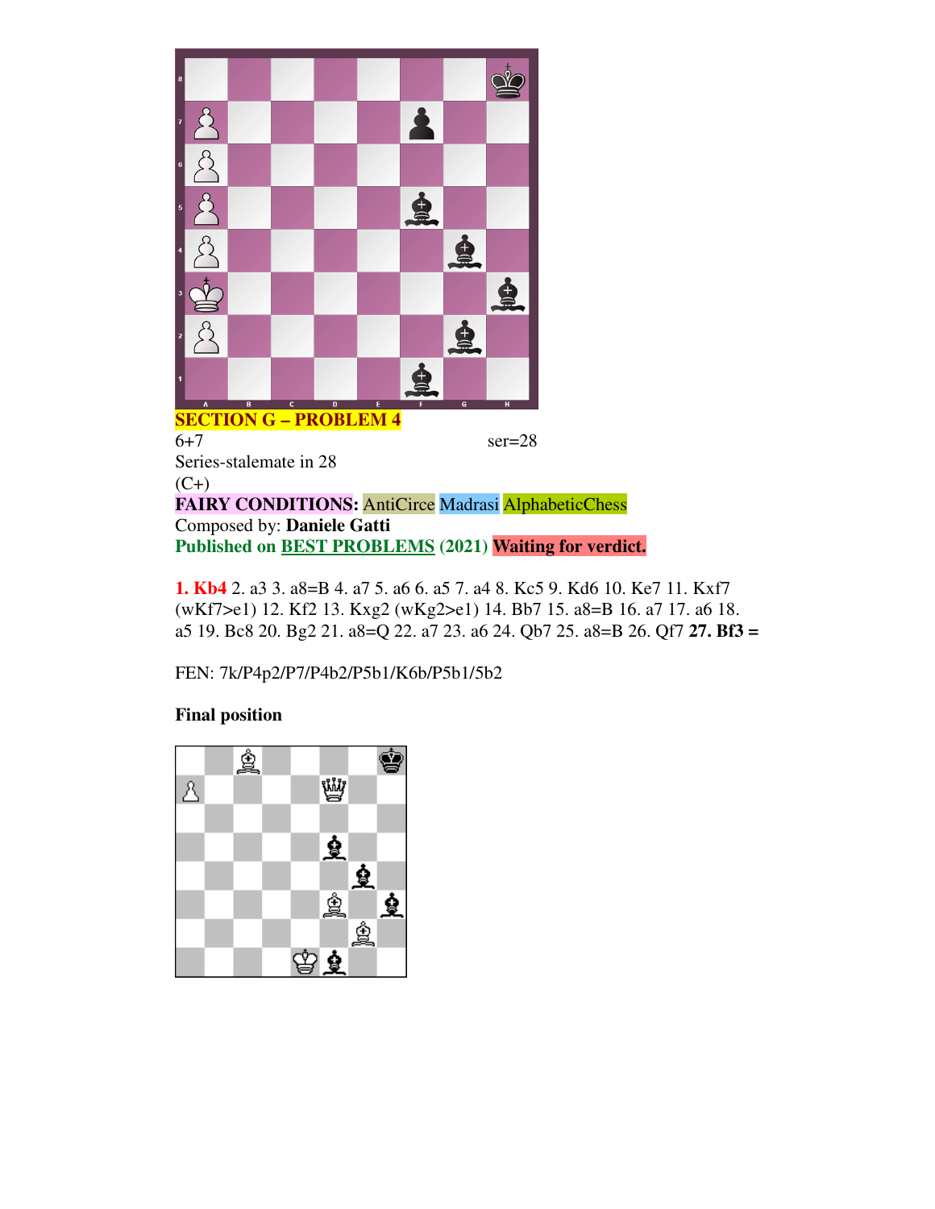**SECTION G – PROBLEM 4**

6+7 ser=28

Series-stalemate in 28

(C+)

**FAIRY CONDITIONS:** AntiCirce Madrasi AlphabeticChess

Composed by: **Daniele Gatti**

**Published on [BEST PROBLEMS](#) (2021)** **Waiting for verdict.**

**1. Kb4** 2. a3 3. a8=B 4. a7 5. a6 6. a5 7. a4 8. Kc5 9. Kd6 10. Ke7 11. Kxf7 (wKf7>e1) 12. Kf2 13. Kxg2 (wKg2>e1) 14. Bb7 15. a8=B 16. a7 17. a6 18. a5 19. Bc8 20. Bg2 21. a8=Q 22. a7 23. a6 24. Qb7 25. a8=B 26. Qf7 **27. Bf3 =**

FEN: 7k/P4p2/P7/P4b2/P5b1/K6b/P5b1/5b2

**Final position**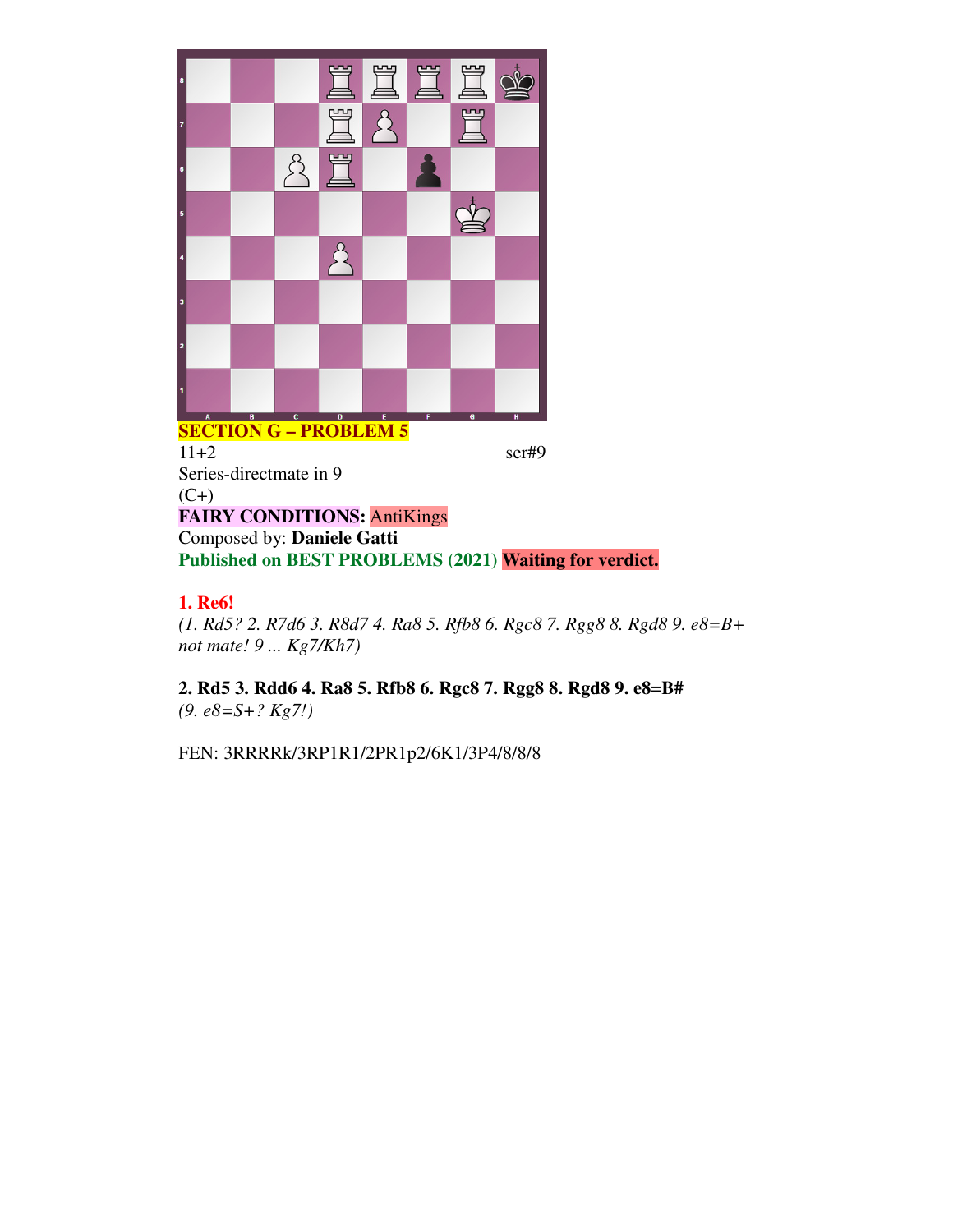**SECTION G – PROBLEM 5**

11+2 ser#9

Series-directmate in 9

(C+)

**FAIRY CONDITIONS:** AntiKings

Composed by: **Daniele Gatti**

**Published on BEST PROBLEMS (2021) Waiting for verdict.**

**1. Re6!**

*(1. Rd5? 2. R7d6 3. R8d7 4. Ra8 5. Rfb8 6. Rgc8 7. Rgg8 8. Rgd8 9. e8=B+ not mate! 9 ... Kg7/Kh7)*

**2. Rd5 3. Rdd6 4. Ra8 5. Rfb8 6. Rgc8 7. Rgg8 8. Rgd8 9. e8=B#**

*(9. e8=S+? Kg7!)*

FEN: 3RRRRk/3RP1R1/2PR1p2/6K1/3P4/8/8/8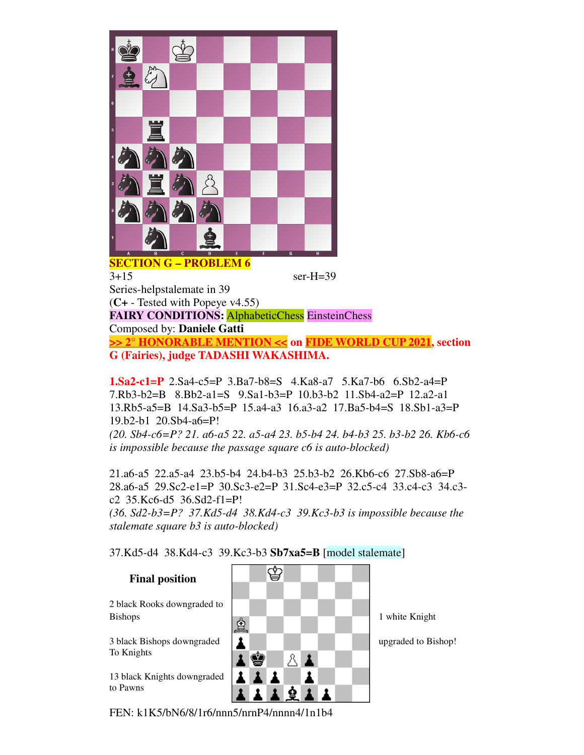**SECTION G – PROBLEM 6**

3+15 ser-H=39

Series-helpstalemate in 39

(**C+** - Tested with Popeye v4.55)

**FAIRY CONDITIONS:** AlphabeticChess EinsteinChess

Composed by: **Daniele Gatti**

**>> 2° HONORABLE MENTION << on FIDE WORLD CUP 2021, section G (Fairies), judge TADASHI WAKASHIMA.**

**1.Sa2-c1=P** 2.Sa4-c5=P 3.Ba7-b8=S 4.Ka8-a7 5.Ka7-b6 6.Sb2-a4=P 7.Rb3-b2=B 8.Bb2-a1=S 9.Sa1-b3=P 10.b3-b2 11.Sb4-a2=P 12.a2-a1 13.Rb5-a5=B 14.Sa3-b5=P 15.a4-a3 16.a3-a2 17.Ba5-b4=S 18.Sb1-a3=P 19.b2-b1 20.Sb4-a6=P!

*(20. Sb4-c6=P? 21. a6-a5 22. a5-a4 23. b5-b4 24. b4-b3 25. b3-b2 26. Kb6-c6 is impossible because the passage square c6 is auto-blocked)*

21.a6-a5 22.a5-a4 23.b5-b4 24.b4-b3 25.b3-b2 26.Kb6-c6 27.Sb8-a6=P 28.a6-a5 29.Sc2-e1=P 30.Sc3-e2=P 31.Sc4-e3=P 32.c5-c4 33.c4-c3 34.c3-c2 35.Kc6-d5 36.Sd2-f1=P!

*(36. Sd2-b3=P? 37.Kd5-d4 38.Kd4-c3 39.Kc3-b3 is impossible because the stalemate square b3 is auto-blocked)*

37.Kd5-d4 38.Kd4-c3 39.Kc3-b3 **Sb7xa5=B** [model stalemate]

**Final position**

2 black Rooks downgraded to Bishops

3 black Bishops downgraded To Knights

13 black Knights downgraded to Pawns

1 white Knight upgraded to Bishop!

FEN: k1K5/bN6/8/1r6/nnn5/nrnP4/nnnn4/1n1b4